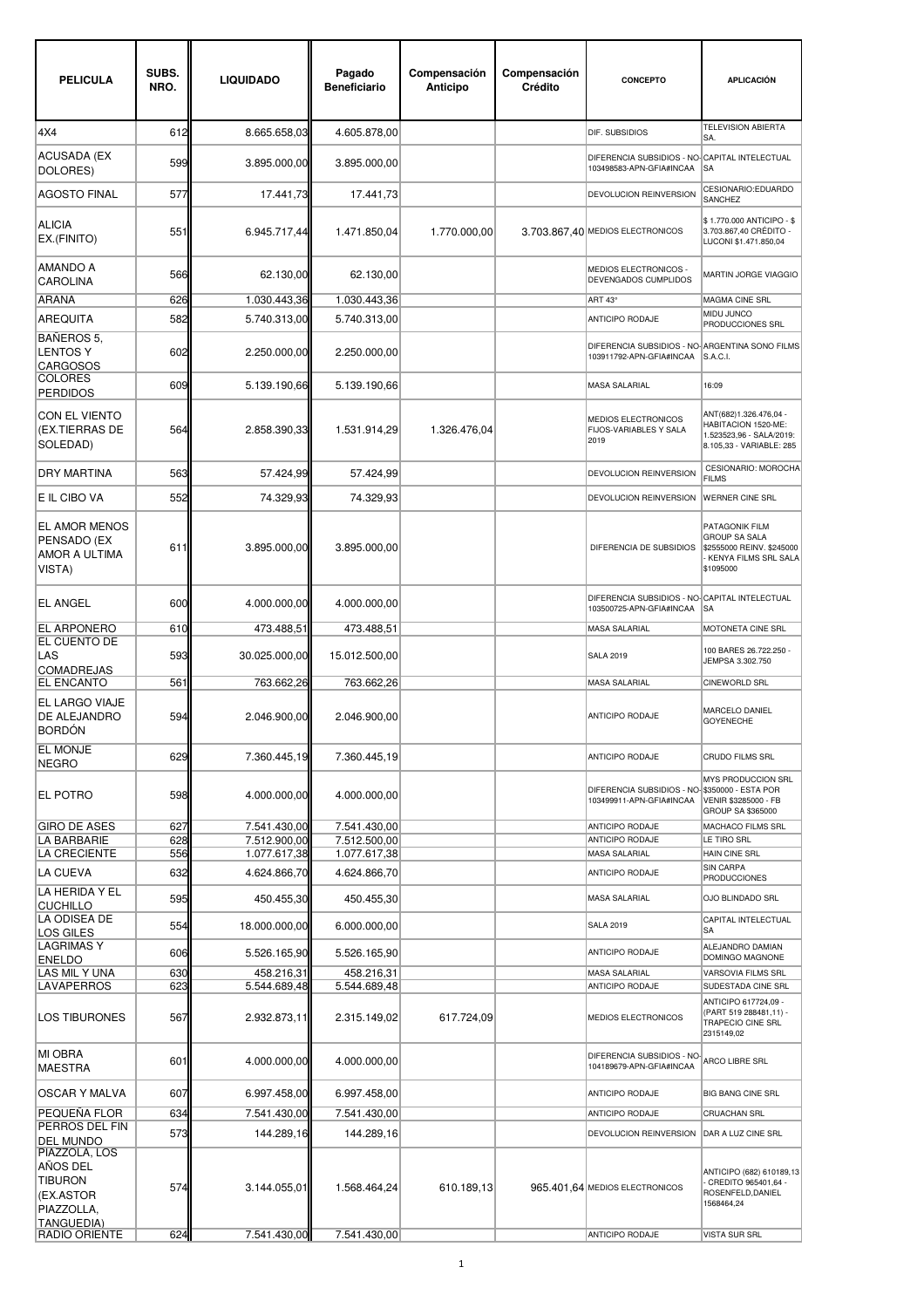| PELICULA | SUBS. NRO. | LIQUIDADO | Pagado Beneficiario | Compensación Anticipo | Compensación Crédito | CONCEPTO | APLICACIÓN |
|---|---|---|---|---|---|---|---|
| 4X4 | 612 | 8.665.658,03 | 4.605.878,00 | | | DIF. SUBSIDIOS | TELEVISION ABIERTA SA. |
| ACUSADA (EX DOLORES) | 599 | 3.895.000,00 | 3.895.000,00 | | | DIFERENCIA SUBSIDIOS - NO-103498583-APN-GFIA#INCAA | CAPITAL INTELECTUAL SA |
| AGOSTO FINAL | 577 | 17.441,73 | 17.441,73 | | | DEVOLUCION REINVERSION | CESIONARIO:EDUARDO SANCHEZ |
| ALICIA EX.(FINITO) | 551 | 6.945.717,44 | 1.471.850,04 | 1.770.000,00 | 3.703.867,40 | MEDIOS ELECTRONICOS | $ 1.770.000 ANTICIPO - $ 3.703.867,40 CRÉDITO - LUCONI $1.471.850,04 |
| AMANDO A CAROLINA | 566 | 62.130,00 | 62.130,00 | | | MEDIOS ELECTRONICOS - DEVENGADOS CUMPLIDOS | MARTIN JORGE VIAGGIO |
| ARAÑA | 626 | 1.030.443,36 | 1.030.443,36 | | | ART 43° | MAGMA CINE SRL |
| AREQUITA | 582 | 5.740.313,00 | 5.740.313,00 | | | ANTICIPO RODAJE | MIDU JUNCO PRODUCCIONES SRL |
| BAÑEROS 5, LENTOS Y CARGOSOS | 602 | 2.250.000,00 | 2.250.000,00 | | | DIFERENCIA SUBSIDIOS - NO-103911792-APN-GFIA#INCAA | ARGENTINA SONO FILMS S.A.C.I. |
| COLORES PERDIDOS | 609 | 5.139.190,66 | 5.139.190,66 | | | MASA SALARIAL | 16:09 |
| CON EL VIENTO (EX.TIERRAS DE SOLEDAD) | 564 | 2.858.390,33 | 1.531.914,29 | 1.326.476,04 | | MEDIOS ELECTRONICOS FIJOS-VARIABLES Y SALA 2019 | ANT(682)1.326.476,04 - HABITACION 1520-ME: 1.523523,96 - SALA/2019: 8.105,33 - VARIABLE: 285 |
| DRY MARTINA | 563 | 57.424,99 | 57.424,99 | | | DEVOLUCION REINVERSION | CESIONARIO: MOROCHA FILMS |
| E IL CIBO VA | 552 | 74.329,93 | 74.329,93 | | | DEVOLUCION REINVERSION | WERNER CINE SRL |
| EL AMOR MENOS PENSADO (EX AMOR A ULTIMA VISTA) | 611 | 3.895.000,00 | 3.895.000,00 | | | DIFERENCIA DE SUBSIDIOS | PATAGONIK FILM GROUP SA SALA $2555000 REINV. $245000 - KENYA FILMS SRL SALA $1095000 |
| EL ANGEL | 600 | 4.000.000,00 | 4.000.000,00 | | | DIFERENCIA SUBSIDIOS - NO-103500725-APN-GFIA#INCAA | CAPITAL INTELECTUAL SA |
| EL ARPONERO | 610 | 473.488,51 | 473.488,51 | | | MASA SALARIAL | MOTONETA CINE SRL |
| EL CUENTO DE LAS COMADREJAS | 593 | 30.025.000,00 | 15.012.500,00 | | | SALA 2019 | 100 BARES 26.722.250 - JEMPSA 3.302.750 |
| EL ENCANTO | 561 | 763.662,26 | 763.662,26 | | | MASA SALARIAL | CINEWORLD SRL |
| EL LARGO VIAJE DE ALEJANDRO BORDÓN | 594 | 2.046.900,00 | 2.046.900,00 | | | ANTICIPO RODAJE | MARCELO DANIEL GOYENECHE |
| EL MONJE NEGRO | 629 | 7.360.445,19 | 7.360.445,19 | | | ANTICIPO RODAJE | CRUDO FILMS SRL |
| EL POTRO | 598 | 4.000.000,00 | 4.000.000,00 | | | DIFERENCIA SUBSIDIOS - NO-103499911-APN-GFIA#INCAA | MYS PRODUCCION SRL $350000 - ESTA POR VENIR $3285000 - FB GROUP SA $365000 |
| GIRO DE ASES | 627 | 7.541.430,00 | 7.541.430,00 | | | ANTICIPO RODAJE | MACHACO FILMS SRL |
| LA BARBARIE | 628 | 7.512.900,00 | 7.512.500,00 | | | ANTICIPO RODAJE | LE TIRO SRL |
| LA CRECIENTE | 556 | 1.077.617,38 | 1.077.617,38 | | | MASA SALARIAL | HAIN CINE SRL |
| LA CUEVA | 632 | 4.624.866,70 | 4.624.866,70 | | | ANTICIPO RODAJE | SIN CARPA PRODUCCIONES |
| LA HERIDA Y EL CUCHILLO | 595 | 450.455,30 | 450.455,30 | | | MASA SALARIAL | OJO BLINDADO SRL |
| LA ODISEA DE LOS GILES | 554 | 18.000.000,00 | 6.000.000,00 | | | SALA 2019 | CAPITAL INTELECTUAL SA |
| LAGRIMAS Y ENELDO | 606 | 5.526.165,90 | 5.526.165,90 | | | ANTICIPO RODAJE | ALEJANDRO DAMIAN DOMINGO MAGNONE |
| LAS MIL Y UNA | 630 | 458.216,31 | 458.216,31 | | | MASA SALARIAL | VARSOVIA FILMS SRL |
| LAVAPERROS | 623 | 5.544.689,48 | 5.544.689,48 | | | ANTICIPO RODAJE | SUDESTADA CINE SRL |
| LOS TIBURONES | 567 | 2.932.873,11 | 2.315.149,02 | 617.724,09 | | MEDIOS ELECTRONICOS | ANTICIPO 617724,09 - (PART 519 288481,11) - TRAPECIO CINE SRL 2315149,02 |
| MI OBRA MAESTRA | 601 | 4.000.000,00 | 4.000.000,00 | | | DIFERENCIA SUBSIDIOS - NO-104189679-APN-GFIA#INCAA | ARCO LIBRE SRL |
| OSCAR Y MALVA | 607 | 6.997.458,00 | 6.997.458,00 | | | ANTICIPO RODAJE | BIG BANG CINE SRL |
| PEQUEÑA FLOR | 634 | 7.541.430,00 | 7.541.430,00 | | | ANTICIPO RODAJE | CRUACHAN SRL |
| PERROS DEL FIN DEL MUNDO | 573 | 144.289,16 | 144.289,16 | | | DEVOLUCION REINVERSION | DAR A LUZ CINE SRL |
| PIAZZOLA, LOS AÑOS DEL TIBURON (EX.ASTOR PIAZZOLLA, TANGUEDIA) | 574 | 3.144.055,01 | 1.568.464,24 | 610.189,13 | 965.401,64 | MEDIOS ELECTRONICOS | ANTICIPO (682) 610189,13 - CREDITO 965401,64 - ROSENFELD,DANIEL 1568464,24 |
| RADIO ORIENTE | 624 | 7.541.430,00 | 7.541.430,00 | | | ANTICIPO RODAJE | VISTA SUR SRL |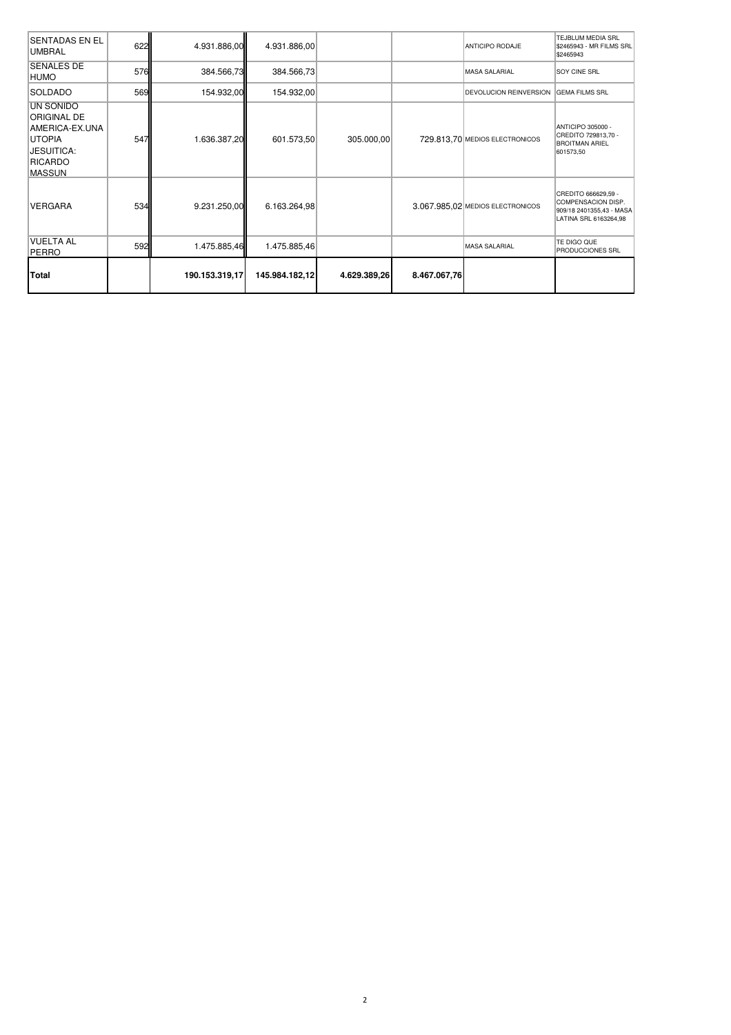| | | | | | | | |
|---|---|---|---|---|---|---|---|
| SENTADAS EN EL UMBRAL | 622 | 4.931.886,00 | 4.931.886,00 | | | ANTICIPO RODAJE | TEJBLUM MEDIA SRL $2465943 - MR FILMS SRL $2465943 |
| SENALES DE HUMO | 576 | 384.566,73 | 384.566,73 | | | MASA SALARIAL | SOY CINE SRL |
| SOLDADO | 569 | 154.932,00 | 154.932,00 | | | DEVOLUCION REINVERSION | GEMA FILMS SRL |
| UN SONIDO ORIGINAL DE AMERICA-EX.UNA UTOPIA JESUITICA: RICARDO MASSUN | 547 | 1.636.387,20 | 601.573,50 | 305.000,00 | | 729.813,70 MEDIOS ELECTRONICOS | ANTICIPO 305000 - CREDITO 729813,70 - BROITMAN ARIEL 601573,50 |
| VERGARA | 534 | 9.231.250,00 | 6.163.264,98 | | | 3.067.985,02 MEDIOS ELECTRONICOS | CREDITO 666629,59 - COMPENSACION DISP. 909/18 2401355,43 - MASA LATINA SRL 6163264,98 |
| VUELTA AL PERRO | 592 | 1.475.885,46 | 1.475.885,46 | | | MASA SALARIAL | TE DIGO QUE PRODUCCIONES SRL |
| **Total** | | **190.153.319,17** | **145.984.182,12** | **4.629.389,26** | **8.467.067,76** | | |